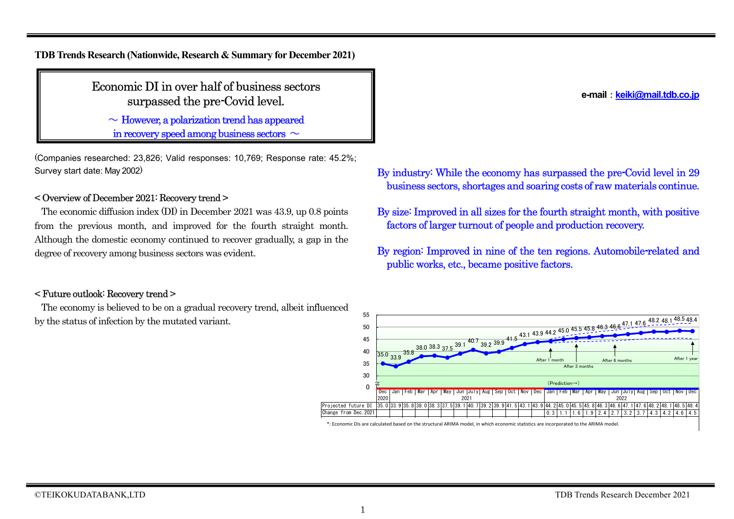**TDB Trends Research (Nationwide, Research & Summary for December 2021)**

# Economic DI in over half of business sectors surpassed the pre-Covid level.

## ～ However, a polarization trend has appeared in recovery speed among business sectors ～

e-mail：keiki@mail.tdb.co.jp

(Companies researched: 23,826; Valid responses: 10,769; Response rate: 45.2%; Survey start date: May 2002)

### < Overview of December 2021: Recovery trend >

The economic diffusion index (DI) in December 2021 was 43.9, up 0.8 points from the previous month, and improved for the fourth straight month. Although the domestic economy continued to recover gradually, a gap in the degree of recovery among business sectors was evident.

### < Future outlook: Recovery trend >

The economy is believed to be on a gradual recovery trend, albeit influenced by the status of infection by the mutated variant.

By industry: While the economy has surpassed the pre-Covid level in 29 business sectors, shortages and soaring costs of raw materials continue.

By size: Improved in all sizes for the fourth straight month, with positive factors of larger turnout of people and production recovery.

By region: Improved in nine of the ten regions. Automobile-related and public works, etc., became positive factors.

| | Dec 2020 | Jan 2021 | Feb | Mar | Apr | May | Jun | July | Aug | Sep | Oct | Nov | Dec | Jan 2022 | Feb | Mar | Apr | May | Jun | July | Aug | Sep | Oct | Nov | Dec |
|---|---|---|---|---|---|---|---|---|---|---|---|---|---|---|---|---|---|---|---|---|---|---|---|---|---|
| Projected future DI | 35.0 | 33.9 | 35.8 | 38.0 | 38.3 | 37.5 | 39.1 | 40.7 | 39.2 | 39.9 | 41.5 | 43.1 | 43.9 | 44.2 | 45.0 | 45.5 | 45.8 | 46.3 | 46.6 | 47.1 | 47.6 | 48.2 | 48.1 | 48.5 | 48.4 |
| Change from Dec.2021 | | | | | | | | | | | | | | 0.3 | 1.1 | 1.6 | 1.9 | 2.4 | 2.7 | 3.2 | 3.7 | 4.3 | 4.2 | 4.6 | 4.5 |

(Prediction→) After 1 month; After 3 months; After 6 months; After 1 year

*: Economic DIs are calculated based on the structural ARIMA model, in which economic statistics are incorporated to the ARIMA model.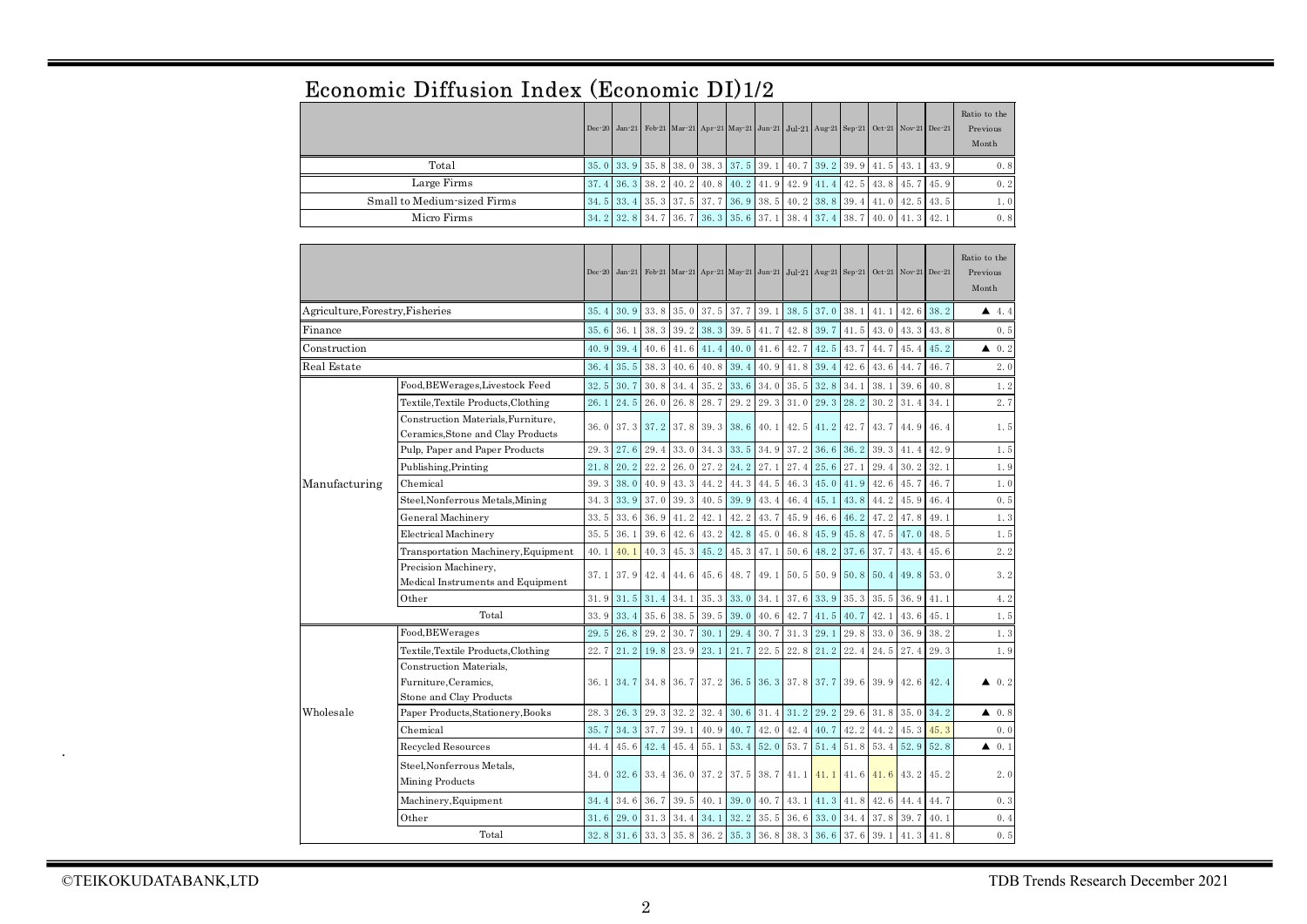# Economic Diffusion Index (Economic DI)1/2

| | Dec-20 | Jan-21 | Feb-21 | Mar-21 | Apr-21 | May-21 | Jun-21 | Jul-21 | Aug-21 | Sep-21 | Oct-21 | Nov-21 | Dec-21 | Ratio to the Previous Month |
|---|---|---|---|---|---|---|---|---|---|---|---|---|---|---|
| Total | 35.0 | 33.9 | 35.8 | 38.0 | 38.3 | 37.5 | 39.1 | 40.7 | 39.2 | 39.9 | 41.5 | 43.1 | 43.9 | 0.8 |
| Large Firms | 37.4 | 36.3 | 38.2 | 40.2 | 40.8 | 40.2 | 41.9 | 42.9 | 41.4 | 42.5 | 43.8 | 45.7 | 45.9 | 0.2 |
| Small to Medium-sized Firms | 34.5 | 33.4 | 35.3 | 37.5 | 37.7 | 36.9 | 38.5 | 40.2 | 38.8 | 39.4 | 41.0 | 42.5 | 43.5 | 1.0 |
| Micro Firms | 34.2 | 32.8 | 34.7 | 36.7 | 36.3 | 35.6 | 37.1 | 38.4 | 37.4 | 38.7 | 40.0 | 41.3 | 42.1 | 0.8 |

| | | Dec-20 | Jan-21 | Feb-21 | Mar-21 | Apr-21 | May-21 | Jun-21 | Jul-21 | Aug-21 | Sep-21 | Oct-21 | Nov-21 | Dec-21 | Ratio to the Previous Month |
|---|---|---|---|---|---|---|---|---|---|---|---|---|---|---|---|
| Agriculture,Forestry,Fisheries | | 35.4 | 30.9 | 33.8 | 35.0 | 37.5 | 37.7 | 39.1 | 38.5 | 37.0 | 38.1 | 41.1 | 42.6 | 38.2 | ▲ 4.4 |
| Finance | | 35.6 | 36.1 | 38.3 | 39.2 | 38.3 | 39.5 | 41.7 | 42.8 | 39.7 | 41.5 | 43.0 | 43.3 | 43.8 | 0.5 |
| Construction | | 40.9 | 39.4 | 40.6 | 41.6 | 41.4 | 40.0 | 41.6 | 42.7 | 42.5 | 43.7 | 44.7 | 45.4 | 45.2 | ▲ 0.2 |
| Real Estate | | 36.4 | 35.5 | 38.3 | 40.6 | 40.8 | 39.4 | 40.9 | 41.8 | 39.4 | 42.6 | 43.6 | 44.7 | 46.7 | 2.0 |
| Manufacturing | Food,BEWerages,Livestock Feed | 32.5 | 30.7 | 30.8 | 34.4 | 35.2 | 33.6 | 34.0 | 35.5 | 32.8 | 34.1 | 38.1 | 39.6 | 40.8 | 1.2 |
| | Textile,Textile Products,Clothing | 26.1 | 24.5 | 26.0 | 26.8 | 28.7 | 29.2 | 29.3 | 31.0 | 29.3 | 28.2 | 30.2 | 31.4 | 34.1 | 2.7 |
| | Construction Materials,Furniture, Ceramics,Stone and Clay Products | 36.0 | 37.3 | 37.2 | 37.8 | 39.3 | 38.6 | 40.1 | 42.5 | 41.2 | 42.7 | 43.7 | 44.9 | 46.4 | 1.5 |
| | Pulp, Paper and Paper Products | 29.3 | 27.6 | 29.4 | 33.0 | 34.3 | 33.5 | 34.9 | 37.2 | 36.6 | 36.2 | 39.3 | 41.4 | 42.9 | 1.5 |
| | Publishing,Printing | 21.8 | 20.2 | 22.2 | 26.0 | 27.2 | 24.2 | 27.1 | 27.4 | 25.6 | 27.1 | 29.4 | 30.2 | 32.1 | 1.9 |
| | Chemical | 39.3 | 38.0 | 40.9 | 43.3 | 44.2 | 44.3 | 44.5 | 46.3 | 45.0 | 41.9 | 42.6 | 45.7 | 46.7 | 1.0 |
| | Steel,Nonferrous Metals,Mining | 34.3 | 33.9 | 37.0 | 39.3 | 40.5 | 39.9 | 43.4 | 46.4 | 45.1 | 43.8 | 44.2 | 45.9 | 46.4 | 0.5 |
| | General Machinery | 33.5 | 33.6 | 36.9 | 41.2 | 42.1 | 42.2 | 43.7 | 45.9 | 46.6 | 46.2 | 47.2 | 47.8 | 49.1 | 1.3 |
| | Electrical Machinery | 35.5 | 36.1 | 39.6 | 42.6 | 43.2 | 42.8 | 45.0 | 46.8 | 45.9 | 45.8 | 47.5 | 47.0 | 48.5 | 1.5 |
| | Transportation Machinery,Equipment | 40.1 | 40.1 | 40.3 | 45.3 | 45.2 | 45.3 | 47.1 | 50.6 | 48.2 | 37.6 | 37.7 | 43.4 | 45.6 | 2.2 |
| | Precision Machinery, Medical Instruments and Equipment | 37.1 | 37.9 | 42.4 | 44.6 | 45.6 | 48.7 | 49.1 | 50.5 | 50.9 | 50.8 | 50.4 | 49.8 | 53.0 | 3.2 |
| | Other | 31.9 | 31.5 | 31.4 | 34.1 | 35.3 | 33.0 | 34.1 | 37.6 | 33.9 | 35.3 | 35.5 | 36.9 | 41.1 | 4.2 |
| | Total | 33.9 | 33.4 | 35.6 | 38.5 | 39.5 | 39.0 | 40.6 | 42.7 | 41.5 | 40.7 | 42.1 | 43.6 | 45.1 | 1.5 |
| Wholesale | Food,BEWerages | 29.5 | 26.8 | 29.2 | 30.7 | 30.1 | 29.4 | 30.7 | 31.3 | 29.1 | 29.8 | 33.0 | 36.9 | 38.2 | 1.3 |
| | Textile,Textile Products,Clothing | 22.7 | 21.2 | 19.8 | 23.9 | 23.1 | 21.7 | 22.5 | 22.8 | 21.2 | 22.4 | 24.5 | 27.4 | 29.3 | 1.9 |
| | Construction Materials, Furniture,Ceramics, Stone and Clay Products | 36.1 | 34.7 | 34.8 | 36.7 | 37.2 | 36.5 | 36.3 | 37.8 | 37.7 | 39.6 | 39.9 | 42.6 | 42.4 | ▲ 0.2 |
| | Paper Products,Stationery,Books | 28.3 | 26.3 | 29.3 | 32.2 | 32.4 | 30.6 | 31.4 | 31.2 | 29.2 | 29.6 | 31.8 | 35.0 | 34.2 | ▲ 0.8 |
| | Chemical | 35.7 | 34.3 | 37.7 | 39.1 | 40.9 | 40.7 | 42.0 | 42.4 | 40.7 | 42.2 | 44.2 | 45.3 | 45.3 | 0.0 |
| | Recycled Resources | 44.4 | 45.6 | 42.4 | 45.4 | 55.1 | 53.4 | 52.0 | 53.7 | 51.4 | 51.8 | 53.4 | 52.9 | 52.8 | ▲ 0.1 |
| | Steel,Nonferrous Metals, Mining Products | 34.0 | 32.6 | 33.4 | 36.0 | 37.2 | 37.5 | 38.7 | 41.1 | 41.1 | 41.6 | 41.6 | 43.2 | 45.2 | 2.0 |
| | Machinery,Equipment | 34.4 | 34.6 | 36.7 | 39.5 | 40.1 | 39.0 | 40.7 | 43.1 | 41.3 | 41.8 | 42.6 | 44.4 | 44.7 | 0.3 |
| | Other | 31.6 | 29.0 | 31.3 | 34.4 | 34.1 | 32.2 | 35.5 | 36.6 | 33.0 | 34.4 | 37.8 | 39.7 | 40.1 | 0.4 |
| | Total | 32.8 | 31.6 | 33.3 | 35.8 | 36.2 | 35.3 | 36.8 | 38.3 | 36.6 | 37.6 | 39.1 | 41.3 | 41.8 | 0.5 |

©TEIKOKUDATABANK,LTD

TDB Trends Research December 2021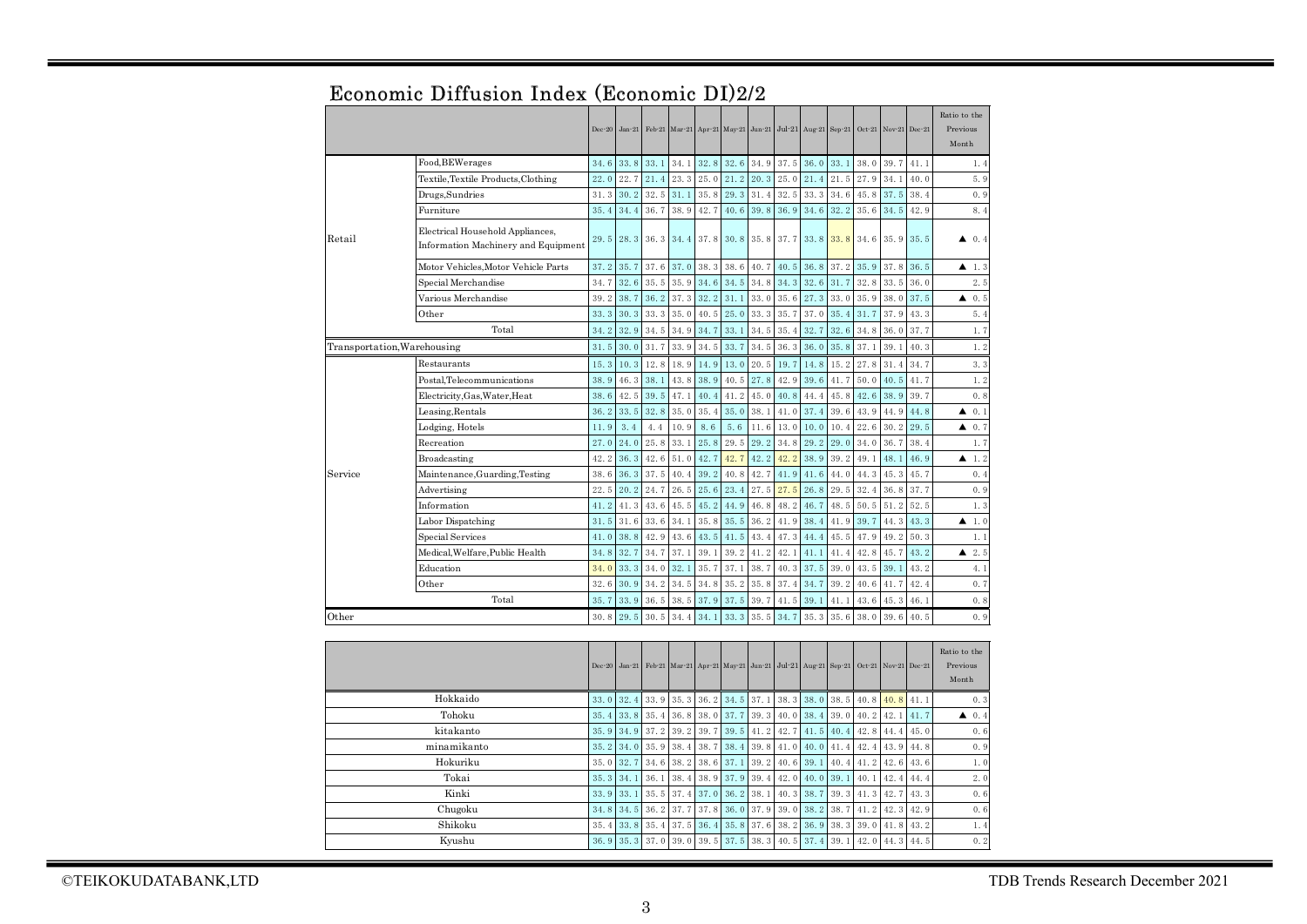# Economic Diffusion Index (Economic DI)2/2

| | | Dec-20 | Jan-21 | Feb-21 | Mar-21 | Apr-21 | May-21 | Jun-21 | Jul-21 | Aug-21 | Sep-21 | Oct-21 | Nov-21 | Dec-21 | Ratio to the Previous Month |
|---|---|---|---|---|---|---|---|---|---|---|---|---|---|---|---|
| Retail | Food,BEWerages | 34.6 | 33.8 | 33.1 | 34.1 | 32.8 | 32.6 | 34.9 | 37.5 | 36.0 | 33.1 | 38.0 | 39.7 | 41.1 | 1.4 |
| | Textile,Textile Products,Clothing | 22.0 | 22.7 | 21.4 | 23.3 | 25.0 | 21.2 | 20.3 | 25.0 | 21.4 | 21.5 | 27.9 | 34.1 | 40.0 | 5.9 |
| | Drugs,Sundries | 31.3 | 30.2 | 32.5 | 31.1 | 35.8 | 29.3 | 31.4 | 32.5 | 33.3 | 34.6 | 45.8 | 37.5 | 38.4 | 0.9 |
| | Furniture | 35.4 | 34.4 | 36.7 | 38.9 | 42.7 | 40.6 | 39.8 | 36.9 | 34.6 | 32.2 | 35.6 | 34.5 | 42.9 | 8.4 |
| | Electrical Household Appliances, Information Machinery and Equipment | 29.5 | 28.3 | 36.3 | 34.4 | 37.8 | 30.8 | 35.8 | 37.7 | 33.8 | 33.8 | 34.6 | 35.9 | 35.5 | ▲ 0.4 |
| | Motor Vehicles,Motor Vehicle Parts | 37.2 | 35.7 | 37.6 | 37.0 | 38.3 | 38.6 | 40.7 | 40.5 | 36.8 | 37.2 | 35.9 | 37.8 | 36.5 | ▲ 1.3 |
| | Special Merchandise | 34.7 | 32.6 | 35.5 | 35.9 | 34.6 | 34.5 | 34.8 | 34.3 | 32.6 | 31.7 | 32.8 | 33.5 | 36.0 | 2.5 |
| | Various Merchandise | 39.2 | 38.7 | 36.2 | 37.3 | 32.2 | 31.1 | 33.0 | 35.6 | 27.3 | 33.0 | 35.9 | 38.0 | 37.5 | ▲ 0.5 |
| | Other | 33.3 | 30.3 | 33.3 | 35.0 | 40.5 | 25.0 | 33.3 | 35.7 | 37.0 | 35.4 | 31.7 | 37.9 | 43.3 | 5.4 |
| | Total | 34.2 | 32.9 | 34.5 | 34.9 | 34.7 | 33.1 | 34.5 | 35.4 | 32.7 | 32.6 | 34.8 | 36.0 | 37.7 | 1.7 |
| Transportation,Warehousing | | 31.5 | 30.0 | 31.7 | 33.9 | 34.5 | 33.7 | 34.5 | 36.3 | 36.0 | 35.8 | 37.1 | 39.1 | 40.3 | 1.2 |
| Service | Restaurants | 15.3 | 10.3 | 12.8 | 18.9 | 14.9 | 13.0 | 20.5 | 19.7 | 14.8 | 15.2 | 27.8 | 31.4 | 34.7 | 3.3 |
| | Postal,Telecommunications | 38.9 | 46.3 | 38.1 | 43.8 | 38.9 | 40.5 | 27.8 | 42.9 | 39.6 | 41.7 | 50.0 | 40.5 | 41.7 | 1.2 |
| | Electricity,Gas,Water,Heat | 38.6 | 42.5 | 39.5 | 47.1 | 40.4 | 41.2 | 45.0 | 40.8 | 44.4 | 45.8 | 42.6 | 38.9 | 39.7 | 0.8 |
| | Leasing,Rentals | 36.2 | 33.5 | 32.8 | 35.0 | 35.4 | 35.0 | 38.1 | 41.0 | 37.4 | 39.6 | 43.9 | 44.9 | 44.8 | ▲ 0.1 |
| | Lodging, Hotels | 11.9 | 3.4 | 4.4 | 10.9 | 8.6 | 5.6 | 11.6 | 13.0 | 10.0 | 10.4 | 22.6 | 30.2 | 29.5 | ▲ 0.7 |
| | Recreation | 27.0 | 24.0 | 25.8 | 33.1 | 25.8 | 29.5 | 29.2 | 34.8 | 29.2 | 29.0 | 34.0 | 36.7 | 38.4 | 1.7 |
| | Broadcasting | 42.2 | 36.3 | 42.6 | 51.0 | 42.7 | 42.7 | 42.2 | 42.2 | 38.9 | 39.2 | 49.1 | 48.1 | 46.9 | ▲ 1.2 |
| | Maintenance,Guarding,Testing | 38.6 | 36.3 | 37.5 | 40.4 | 39.2 | 40.8 | 42.7 | 41.9 | 41.6 | 44.0 | 44.3 | 45.3 | 45.7 | 0.4 |
| | Advertising | 22.5 | 20.2 | 24.7 | 26.5 | 25.6 | 23.4 | 27.5 | 27.5 | 26.8 | 29.5 | 32.4 | 36.8 | 37.7 | 0.9 |
| | Information | 41.2 | 41.3 | 43.6 | 45.5 | 45.2 | 44.9 | 46.8 | 48.2 | 46.7 | 48.5 | 50.5 | 51.2 | 52.5 | 1.3 |
| | Labor Dispatching | 31.5 | 31.6 | 33.6 | 34.1 | 35.8 | 35.5 | 36.2 | 41.9 | 38.4 | 41.9 | 39.7 | 44.3 | 43.3 | ▲ 1.0 |
| | Special Services | 41.0 | 38.8 | 42.9 | 43.6 | 43.5 | 41.5 | 43.4 | 47.3 | 44.4 | 45.5 | 47.9 | 49.2 | 50.3 | 1.1 |
| | Medical,Welfare,Public Health | 34.8 | 32.7 | 34.7 | 37.1 | 39.1 | 39.2 | 41.2 | 42.1 | 41.1 | 41.4 | 42.8 | 45.7 | 43.2 | ▲ 2.5 |
| | Education | 34.0 | 33.3 | 34.0 | 32.1 | 35.7 | 37.1 | 38.7 | 40.3 | 37.5 | 39.0 | 43.5 | 39.1 | 43.2 | 4.1 |
| | Other | 32.6 | 30.9 | 34.2 | 34.5 | 34.8 | 35.2 | 35.8 | 37.4 | 34.7 | 39.2 | 40.6 | 41.7 | 42.4 | 0.7 |
| | Total | 35.7 | 33.9 | 36.5 | 38.5 | 37.9 | 37.5 | 39.7 | 41.5 | 39.1 | 41.1 | 43.6 | 45.3 | 46.1 | 0.8 |
| Other | | 30.8 | 29.5 | 30.5 | 34.4 | 34.1 | 33.3 | 35.5 | 34.7 | 35.3 | 35.6 | 38.0 | 39.6 | 40.5 | 0.9 |

| | Dec-20 | Jan-21 | Feb-21 | Mar-21 | Apr-21 | May-21 | Jun-21 | Jul-21 | Aug-21 | Sep-21 | Oct-21 | Nov-21 | Dec-21 | Ratio to the Previous Month |
|---|---|---|---|---|---|---|---|---|---|---|---|---|---|---|
| Hokkaido | 33.0 | 32.4 | 33.9 | 35.3 | 36.2 | 34.5 | 37.1 | 38.3 | 38.0 | 38.5 | 40.8 | 40.8 | 41.1 | 0.3 |
| Tohoku | 35.4 | 33.8 | 35.4 | 36.8 | 38.0 | 37.7 | 39.3 | 40.0 | 38.4 | 39.0 | 40.2 | 42.1 | 41.7 | ▲ 0.4 |
| kitakanto | 35.9 | 34.9 | 37.2 | 39.2 | 39.7 | 39.5 | 41.2 | 42.7 | 41.5 | 40.4 | 42.8 | 44.4 | 45.0 | 0.6 |
| minamikanto | 35.2 | 34.0 | 35.9 | 38.4 | 38.7 | 38.4 | 39.8 | 41.0 | 40.0 | 41.4 | 42.4 | 43.9 | 44.8 | 0.9 |
| Hokuriku | 35.0 | 32.7 | 34.6 | 38.2 | 38.6 | 37.1 | 39.2 | 40.6 | 39.1 | 40.4 | 41.2 | 42.6 | 43.6 | 1.0 |
| Tokai | 35.3 | 34.1 | 36.1 | 38.4 | 38.9 | 37.9 | 39.4 | 42.0 | 40.0 | 39.1 | 40.1 | 42.4 | 44.4 | 2.0 |
| Kinki | 33.9 | 33.1 | 35.5 | 37.4 | 37.0 | 36.2 | 38.1 | 40.3 | 38.7 | 39.3 | 41.3 | 42.7 | 43.3 | 0.6 |
| Chugoku | 34.8 | 34.5 | 36.2 | 37.7 | 37.8 | 36.0 | 37.9 | 39.0 | 38.2 | 38.7 | 41.2 | 42.3 | 42.9 | 0.6 |
| Shikoku | 35.4 | 33.8 | 35.4 | 37.5 | 36.4 | 35.8 | 37.6 | 38.2 | 36.9 | 38.3 | 39.0 | 41.8 | 43.2 | 1.4 |
| Kyushu | 36.9 | 35.3 | 37.0 | 39.0 | 39.5 | 37.5 | 38.3 | 40.5 | 37.4 | 39.1 | 42.0 | 44.3 | 44.5 | 0.2 |

©TEIKOKUDATABANK,LTD TDB Trends Research December 2021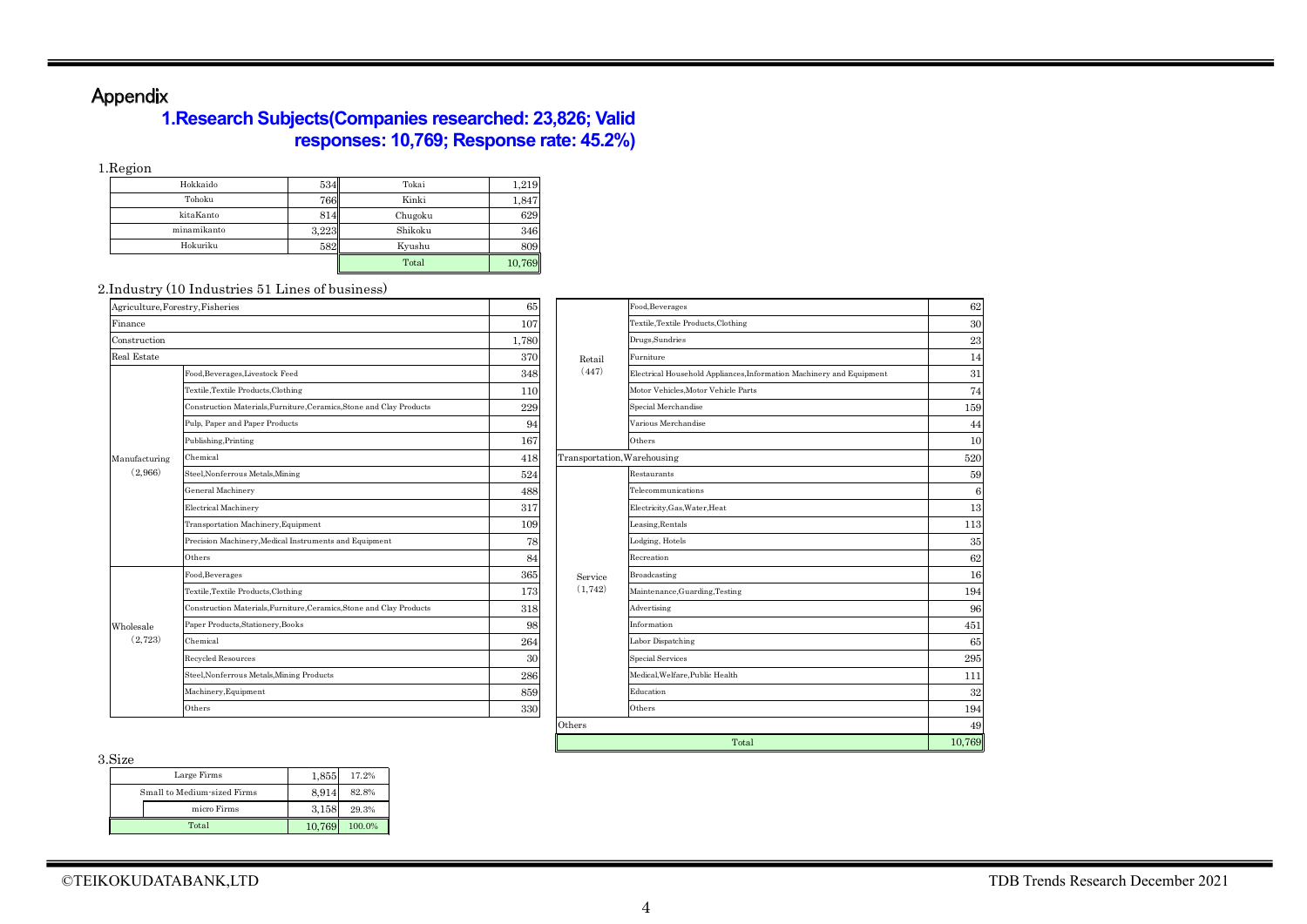# Appendix

## 1.Research Subjects(Companies researched: 23,826; Valid responses: 10,769; Response rate: 45.2%)

1.Region

| Region | Count | Region | Count |
|---|---|---|---|
| Hokkaido | 534 | Tokai | 1,219 |
| Tohoku | 766 | Kinki | 1,847 |
| kitaKanto | 814 | Chugoku | 629 |
| minamikanto | 3,223 | Shikoku | 346 |
| Hokuriku | 582 | Kyushu | 809 |
| | | Total | 10,769 |

2.Industry (10 Industries 51 Lines of business)

| Industry | Line of business | Count |
|---|---|---|
| Agriculture,Forestry,Fisheries | | 65 |
| Finance | | 107 |
| Construction | | 1,780 |
| Real Estate | | 370 |
| Manufacturing (2,966) | Food,Beverages,Livestock Feed | 348 |
| | Textile,Textile Products,Clothing | 110 |
| | Construction Materials,Furniture,Ceramics,Stone and Clay Products | 229 |
| | Pulp, Paper and Paper Products | 94 |
| | Publishing,Printing | 167 |
| | Chemical | 418 |
| | Steel,Nonferrous Metals,Mining | 524 |
| | General Machinery | 488 |
| | Electrical Machinery | 317 |
| | Transportation Machinery,Equipment | 109 |
| | Precision Machinery,Medical Instruments and Equipment | 78 |
| | Others | 84 |
| Wholesale (2,723) | Food,Beverages | 365 |
| | Textile,Textile Products,Clothing | 173 |
| | Construction Materials,Furniture,Ceramics,Stone and Clay Products | 318 |
| | Paper Products,Stationery,Books | 98 |
| | Chemical | 264 |
| | Recycled Resources | 30 |
| | Steel,Nonferrous Metals,Mining Products | 286 |
| | Machinery,Equipment | 859 |
| | Others | 330 |
| Retail (447) | Food,Beverages | 62 |
| | Textile,Textile Products,Clothing | 30 |
| | Drugs,Sundries | 23 |
| | Furniture | 14 |
| | Electrical Household Appliances,Information Machinery and Equipment | 31 |
| | Motor Vehicles,Motor Vehicle Parts | 74 |
| | Special Merchandise | 159 |
| | Various Merchandise | 44 |
| | Others | 10 |
| Transportation,Warehousing | | 520 |
| Service (1,742) | Restaurants | 59 |
| | Telecommunications | 6 |
| | Electricity,Gas,Water,Heat | 13 |
| | Leasing,Rentals | 113 |
| | Lodging, Hotels | 35 |
| | Recreation | 62 |
| | Broadcasting | 16 |
| | Maintenance,Guarding,Testing | 194 |
| | Advertising | 96 |
| | Information | 451 |
| | Labor Dispatching | 65 |
| | Special Services | 295 |
| | Medical,Welfare,Public Health | 111 |
| | Education | 32 |
| | Others | 194 |
| Others | | 49 |
| Total | | 10,769 |

3.Size

| Size | Count | Share |
|---|---|---|
| Large Firms | 1,855 | 17.2% |
| Small to Medium-sized Firms | 8,914 | 82.8% |
| micro Firms | 3,158 | 29.3% |
| Total | 10,769 | 100.0% |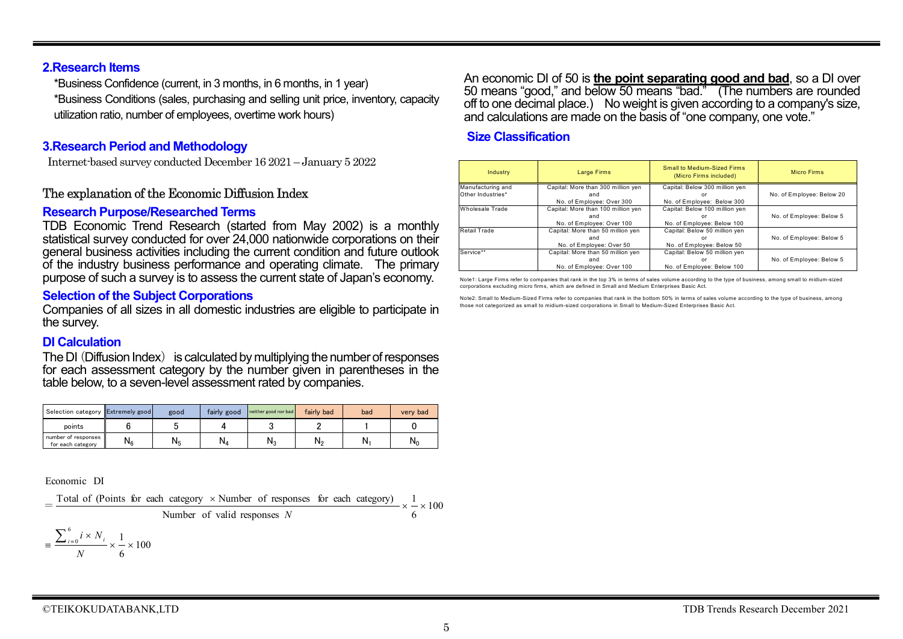## 2.Research Items

*Business Confidence (current, in 3 months, in 6 months, in 1 year)

*Business Conditions (sales, purchasing and selling unit price, inventory, capacity utilization ratio, number of employees, overtime work hours)

## 3.Research Period and Methodology

Internet-based survey conducted December 16 2021 – January 5 2022

# The explanation of the Economic Diffusion Index

### Research Purpose/Researched Terms

TDB Economic Trend Research (started from May 2002) is a monthly statistical survey conducted for over 24,000 nationwide corporations on their general business activities including the current condition and future outlook of the industry business performance and operating climate. The primary purpose of such a survey is to assess the current state of Japan's economy.

### Selection of the Subject Corporations

Companies of all sizes in all domestic industries are eligible to participate in the survey.

### DI Calculation

The DI (Diffusion Index) is calculated by multiplying the number of responses for each assessment category by the number given in parentheses in the table below, to a seven-level assessment rated by companies.

| Selection category | Extremely good | good | fairly good | neither good nor bad | fairly bad | bad | very bad |
|---|---|---|---|---|---|---|---|
| points | 6 | 5 | 4 | 3 | 2 | 1 | 0 |
| number of responses for each category | $N_6$ | $N_5$ | $N_4$ | $N_3$ | $N_2$ | $N_1$ | $N_0$ |

Economic DI

$$= \frac{\text{Total of (Points for each category} \times \text{Number of responses for each category)}}{\text{Number of valid responses } N} \times \frac{1}{6} \times 100$$

$$\equiv \frac{\sum_{i=0}^{6} i \times N_i}{N} \times \frac{1}{6} \times 100$$

An economic DI of 50 is **the point separating good and bad**, so a DI over 50 means "good," and below 50 means "bad." (The numbers are rounded off to one decimal place.) No weight is given according to a company's size, and calculations are made on the basis of "one company, one vote."

### Size Classification

| Industry | Large Firms | Small to Medium-Sized Firms (Micro Firms included) | Micro Firms |
|---|---|---|---|
| Manufacturing and Other Industries* | Capital: More than 300 million yen and No. of Employee: Over 300 | Capital: Below 300 million yen or No. of Employee: Below 300 | No. of Employee: Below 20 |
| Wholesale Trade | Capital: More than 100 million yen and No. of Employee: Over 100 | Capital: Below 100 million yen or No. of Employee: Below 100 | No. of Employee: Below 5 |
| Retail Trade | Capital: More than 50 million yen and No. of Employee: Over 50 | Capital: Below 50 million yen or No. of Employee: Below 50 | No. of Employee: Below 5 |
| Service** | Capital: More than 50 million yen and No. of Employee: Over 100 | Capital: Below 50 million yen or No. of Employee: Below 100 | No. of Employee: Below 5 |

Note1: Large Firms refer to companies that rank in the top 3% in terms of sales volume according to the type of business, among small to midium-sized corporations excluding micro firms, which are defined in Small and Medium Enterprises Basic Act.

Note2: Small to Medium-Sized Firms refer to companies that rank in the bottom 50% in terms of sales volume according to the type of business, among those not categorized as small to midium-sized corporations in Small to Medium-Sized Enterprises Basic Act.